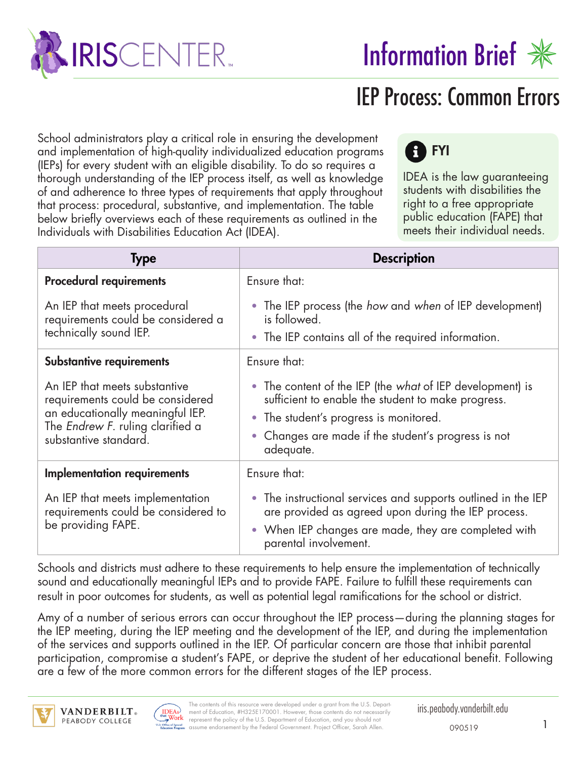# IRIS CENTER

## Information Brief

# IEP Process: Common Errors

School administrators play a critical role in ensuring the development and implementation of high-quality individualized education programs (IEPs) for every student with an eligible disability. To do so requires a thorough understanding of the IEP process itself, as well as knowledge of and adherence to three types of requirements that apply throughout that process: procedural, substantive, and implementation. The table below briefly overviews each of these requirements as outlined in the Individuals with Disabilities Education Act (IDEA).

> **FYI**
>
> IDEA is the law guaranteeing students with disabilities the right to a free appropriate public education (FAPE) that meets their individual needs.

| Type | Description |
|---|---|
| **Procedural requirements**<br><br>An IEP that meets procedural requirements could be considered a technically sound IEP. | Ensure that:<br>• The IEP process (the *how* and *when* of IEP development) is followed.<br>• The IEP contains all of the required information. |
| **Substantive requirements**<br><br>An IEP that meets substantive requirements could be considered an educationally meaningful IEP. The *Endrew F.* ruling clarified a substantive standard. | Ensure that:<br>• The content of the IEP (the *what* of IEP development) is sufficient to enable the student to make progress.<br>• The student's progress is monitored.<br>• Changes are made if the student's progress is not adequate. |
| **Implementation requirements**<br><br>An IEP that meets implementation requirements could be considered to be providing FAPE. | Ensure that:<br>• The instructional services and supports outlined in the IEP are provided as agreed upon during the IEP process.<br>• When IEP changes are made, they are completed with parental involvement. |

Schools and districts must adhere to these requirements to help ensure the implementation of technically sound and educationally meaningful IEPs and to provide FAPE. Failure to fulfill these requirements can result in poor outcomes for students, as well as potential legal ramifications for the school or district.

Amy of a number of serious errors can occur throughout the IEP process—during the planning stages for the IEP meeting, during the IEP meeting and the development of the IEP, and during the implementation of the services and supports outlined in the IEP. Of particular concern are those that inhibit parental participation, compromise a student's FAPE, or deprive the student of her educational benefit. Following are a few of the more common errors for the different stages of the IEP process.

The contents of this resource were developed under a grant from the U.S. Department of Education, #H325E170001. However, those contents do not necessarily represent the policy of the U.S. Department of Education, and you should not assume endorsement by the Federal Government. Project Officer, Sarah Allen.

iris.peabody.vanderbilt.edu

090519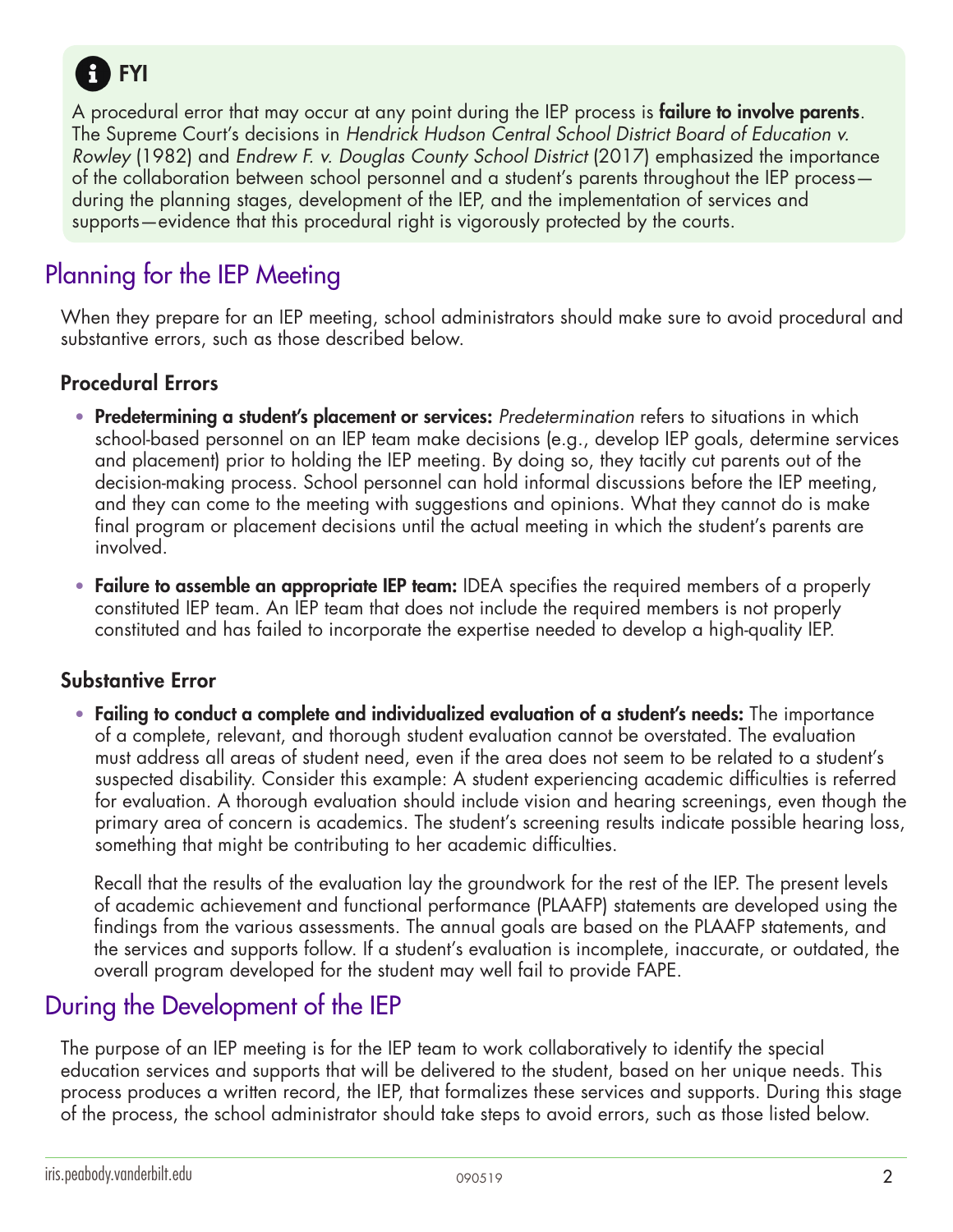**FYI**

A procedural error that may occur at any point during the IEP process is **failure to involve parents**. The Supreme Court's decisions in *Hendrick Hudson Central School District Board of Education v. Rowley* (1982) and *Endrew F. v. Douglas County School District* (2017) emphasized the importance of the collaboration between school personnel and a student's parents throughout the IEP process—during the planning stages, development of the IEP, and the implementation of services and supports—evidence that this procedural right is vigorously protected by the courts.

## Planning for the IEP Meeting

When they prepare for an IEP meeting, school administrators should make sure to avoid procedural and substantive errors, such as those described below.

### Procedural Errors

- **Predetermining a student's placement or services:** *Predetermination* refers to situations in which school-based personnel on an IEP team make decisions (e.g., develop IEP goals, determine services and placement) prior to holding the IEP meeting. By doing so, they tacitly cut parents out of the decision-making process. School personnel can hold informal discussions before the IEP meeting, and they can come to the meeting with suggestions and opinions. What they cannot do is make final program or placement decisions until the actual meeting in which the student's parents are involved.

- **Failure to assemble an appropriate IEP team:** IDEA specifies the required members of a properly constituted IEP team. An IEP team that does not include the required members is not properly constituted and has failed to incorporate the expertise needed to develop a high-quality IEP.

### Substantive Error

- **Failing to conduct a complete and individualized evaluation of a student's needs:** The importance of a complete, relevant, and thorough student evaluation cannot be overstated. The evaluation must address all areas of student need, even if the area does not seem to be related to a student's suspected disability. Consider this example: A student experiencing academic difficulties is referred for evaluation. A thorough evaluation should include vision and hearing screenings, even though the primary area of concern is academics. The student's screening results indicate possible hearing loss, something that might be contributing to her academic difficulties.

  Recall that the results of the evaluation lay the groundwork for the rest of the IEP. The present levels of academic achievement and functional performance (PLAAFP) statements are developed using the findings from the various assessments. The annual goals are based on the PLAAFP statements, and the services and supports follow. If a student's evaluation is incomplete, inaccurate, or outdated, the overall program developed for the student may well fail to provide FAPE.

## During the Development of the IEP

The purpose of an IEP meeting is for the IEP team to work collaboratively to identify the special education services and supports that will be delivered to the student, based on her unique needs. This process produces a written record, the IEP, that formalizes these services and supports. During this stage of the process, the school administrator should take steps to avoid errors, such as those listed below.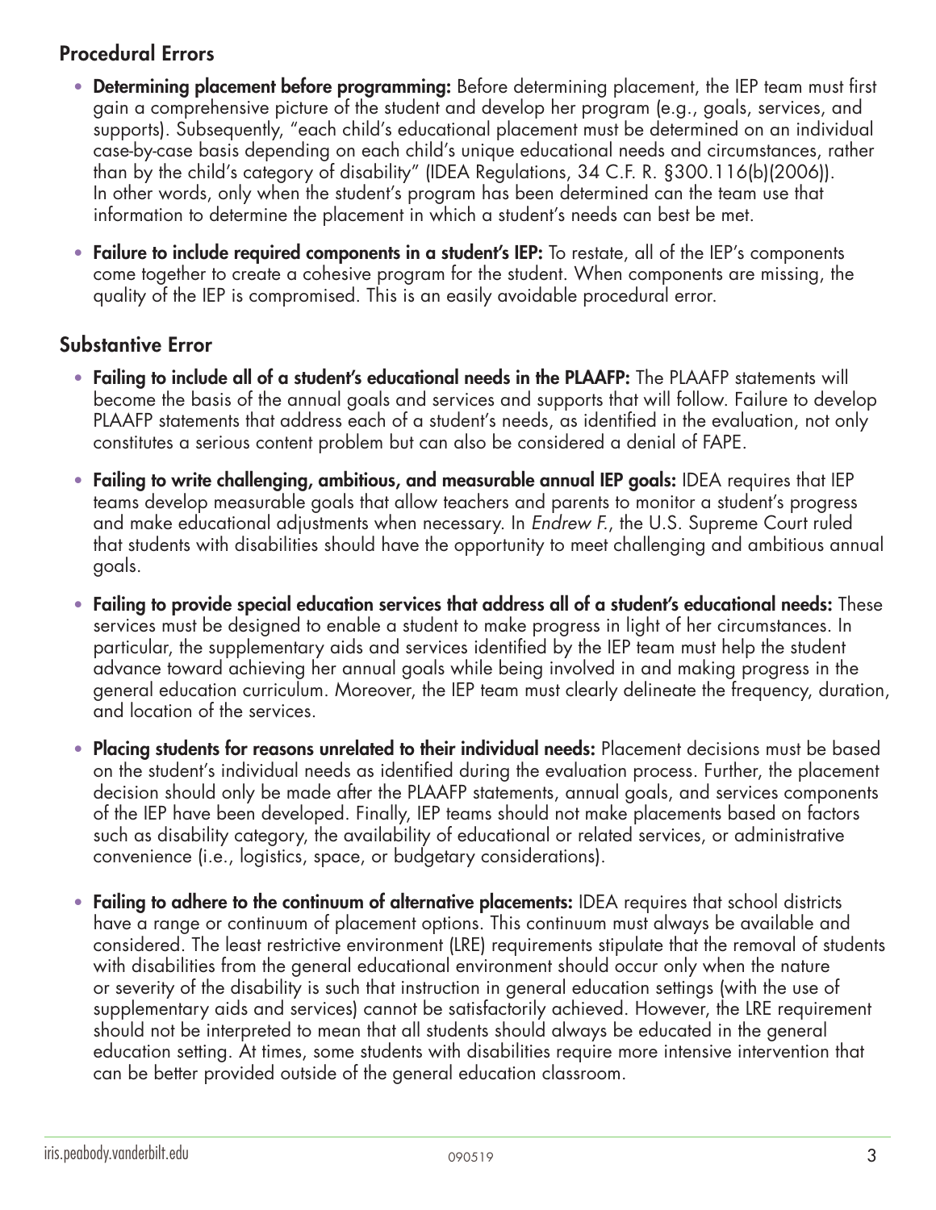## Procedural Errors

- **Determining placement before programming:** Before determining placement, the IEP team must first gain a comprehensive picture of the student and develop her program (e.g., goals, services, and supports). Subsequently, "each child's educational placement must be determined on an individual case-by-case basis depending on each child's unique educational needs and circumstances, rather than by the child's category of disability" (IDEA Regulations, 34 C.F. R. §300.116(b)(2006)). In other words, only when the student's program has been determined can the team use that information to determine the placement in which a student's needs can best be met.
- **Failure to include required components in a student's IEP:** To restate, all of the IEP's components come together to create a cohesive program for the student. When components are missing, the quality of the IEP is compromised. This is an easily avoidable procedural error.

## Substantive Error

- **Failing to include all of a student's educational needs in the PLAAFP:** The PLAAFP statements will become the basis of the annual goals and services and supports that will follow. Failure to develop PLAAFP statements that address each of a student's needs, as identified in the evaluation, not only constitutes a serious content problem but can also be considered a denial of FAPE.
- **Failing to write challenging, ambitious, and measurable annual IEP goals:** IDEA requires that IEP teams develop measurable goals that allow teachers and parents to monitor a student's progress and make educational adjustments when necessary. In *Endrew F.*, the U.S. Supreme Court ruled that students with disabilities should have the opportunity to meet challenging and ambitious annual goals.
- **Failing to provide special education services that address all of a student's educational needs:** These services must be designed to enable a student to make progress in light of her circumstances. In particular, the supplementary aids and services identified by the IEP team must help the student advance toward achieving her annual goals while being involved in and making progress in the general education curriculum. Moreover, the IEP team must clearly delineate the frequency, duration, and location of the services.
- **Placing students for reasons unrelated to their individual needs:** Placement decisions must be based on the student's individual needs as identified during the evaluation process. Further, the placement decision should only be made after the PLAAFP statements, annual goals, and services components of the IEP have been developed. Finally, IEP teams should not make placements based on factors such as disability category, the availability of educational or related services, or administrative convenience (i.e., logistics, space, or budgetary considerations).
- **Failing to adhere to the continuum of alternative placements:** IDEA requires that school districts have a range or continuum of placement options. This continuum must always be available and considered. The least restrictive environment (LRE) requirements stipulate that the removal of students with disabilities from the general educational environment should occur only when the nature or severity of the disability is such that instruction in general education settings (with the use of supplementary aids and services) cannot be satisfactorily achieved. However, the LRE requirement should not be interpreted to mean that all students should always be educated in the general education setting. At times, some students with disabilities require more intensive intervention that can be better provided outside of the general education classroom.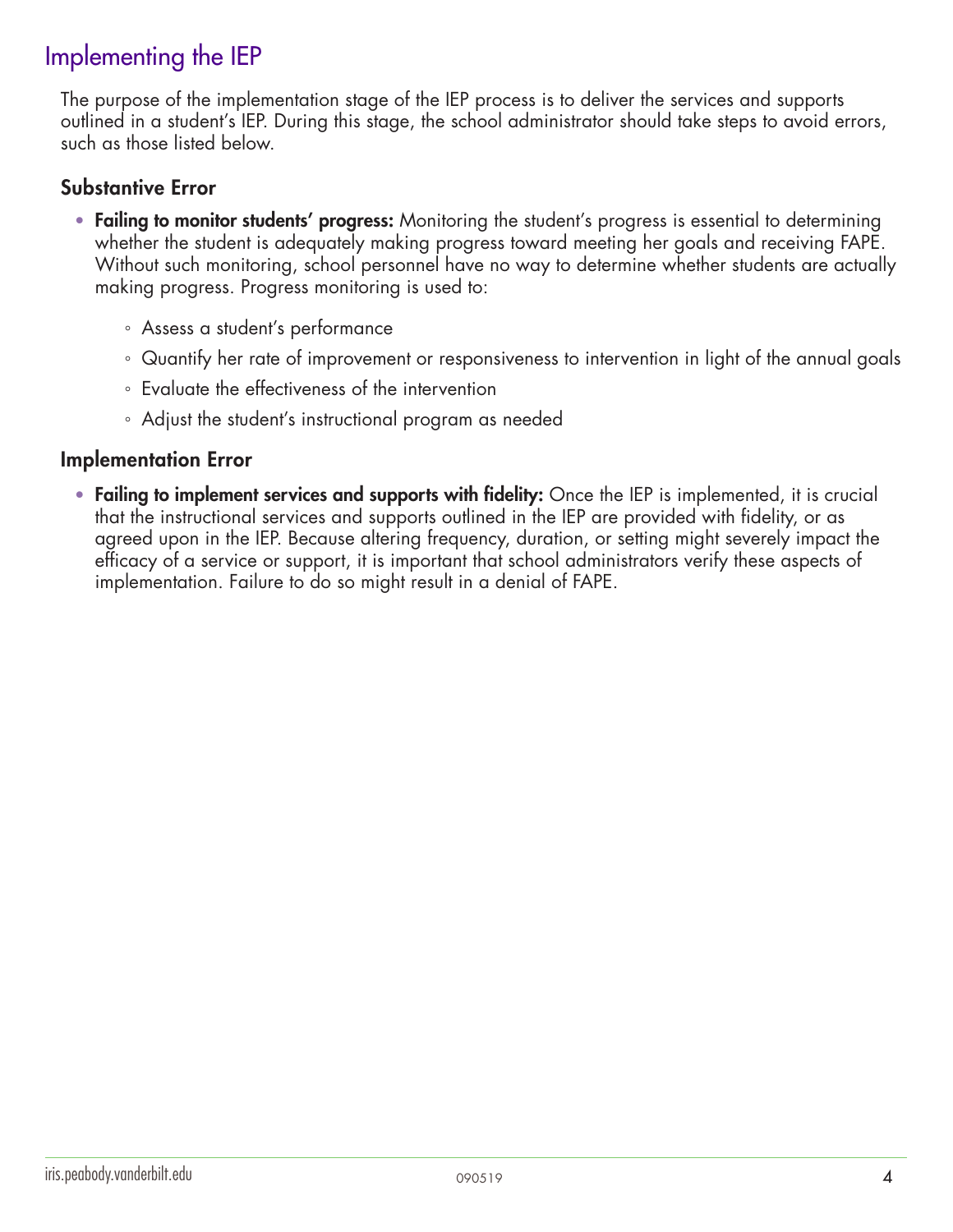## Implementing the IEP

The purpose of the implementation stage of the IEP process is to deliver the services and supports outlined in a student's IEP. During this stage, the school administrator should take steps to avoid errors, such as those listed below.

### Substantive Error

- **Failing to monitor students' progress:** Monitoring the student's progress is essential to determining whether the student is adequately making progress toward meeting her goals and receiving FAPE. Without such monitoring, school personnel have no way to determine whether students are actually making progress. Progress monitoring is used to:
  - Assess a student's performance
  - Quantify her rate of improvement or responsiveness to intervention in light of the annual goals
  - Evaluate the effectiveness of the intervention
  - Adjust the student's instructional program as needed

### Implementation Error

- **Failing to implement services and supports with fidelity:** Once the IEP is implemented, it is crucial that the instructional services and supports outlined in the IEP are provided with fidelity, or as agreed upon in the IEP. Because altering frequency, duration, or setting might severely impact the efficacy of a service or support, it is important that school administrators verify these aspects of implementation. Failure to do so might result in a denial of FAPE.